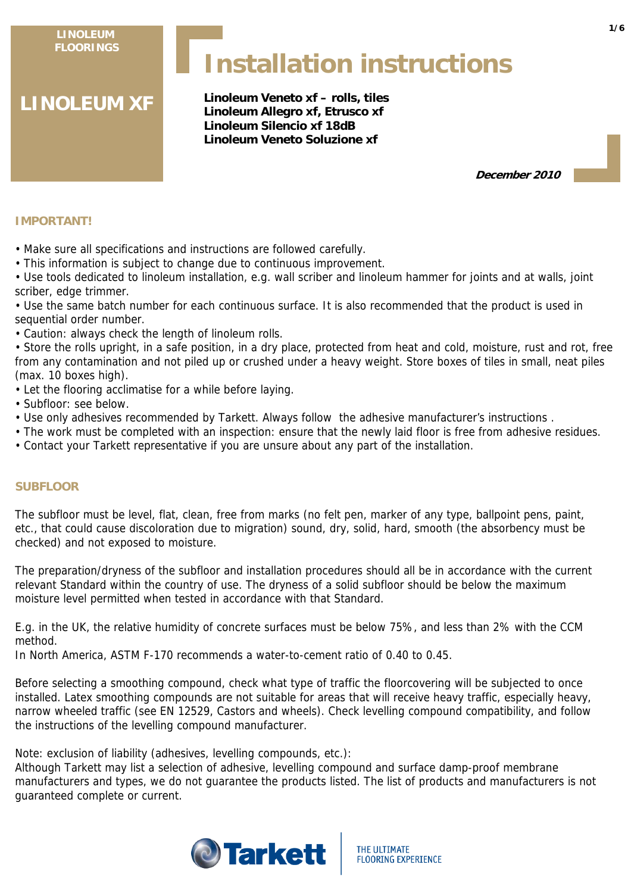LINOLEUM FLOORINGS

## LINOLEUM XF

# Installation instructions

**Linoleum Veneto xf – rolls, tiles**
**Linoleum Allegro xf, Etrusco xf**
**Linoleum Silencio xf 18dB**
**Linoleum Veneto Soluzione xf**

***December 2010***

## IMPORTANT!

- Make sure all specifications and instructions are followed carefully.
- This information is subject to change due to continuous improvement.
- Use tools dedicated to linoleum installation, e.g. wall scriber and linoleum hammer for joints and at walls, joint scriber, edge trimmer.
- Use the same batch number for each continuous surface. It is also recommended that the product is used in sequential order number.
- Caution: always check the length of linoleum rolls.
- Store the rolls upright, in a safe position, in a dry place, protected from heat and cold, moisture, rust and rot, free from any contamination and not piled up or crushed under a heavy weight. Store boxes of tiles in small, neat piles (max. 10 boxes high).
- Let the flooring acclimatise for a while before laying.
- Subfloor: see below.
- Use only adhesives recommended by Tarkett. Always follow the adhesive manufacturer's instructions .
- The work must be completed with an inspection: ensure that the newly laid floor is free from adhesive residues.
- Contact your Tarkett representative if you are unsure about any part of the installation.

## SUBFLOOR

The subfloor must be level, flat, clean, free from marks (no felt pen, marker of any type, ballpoint pens, paint, etc., that could cause discoloration due to migration) sound, dry, solid, hard, smooth (the absorbency must be checked) and not exposed to moisture.

The preparation/dryness of the subfloor and installation procedures should all be in accordance with the current relevant Standard within the country of use. The dryness of a solid subfloor should be below the maximum moisture level permitted when tested in accordance with that Standard.

E.g. in the UK, the relative humidity of concrete surfaces must be below 75%, and less than 2% with the CCM method.
In North America, ASTM F-170 recommends a water-to-cement ratio of 0.40 to 0.45.

Before selecting a smoothing compound, check what type of traffic the floorcovering will be subjected to once installed. Latex smoothing compounds are not suitable for areas that will receive heavy traffic, especially heavy, narrow wheeled traffic (see EN 12529, Castors and wheels). Check levelling compound compatibility, and follow the instructions of the levelling compound manufacturer.

Note: exclusion of liability (adhesives, levelling compounds, etc.):
Although Tarkett may list a selection of adhesive, levelling compound and surface damp-proof membrane manufacturers and types, we do not guarantee the products listed. The list of products and manufacturers is not guaranteed complete or current.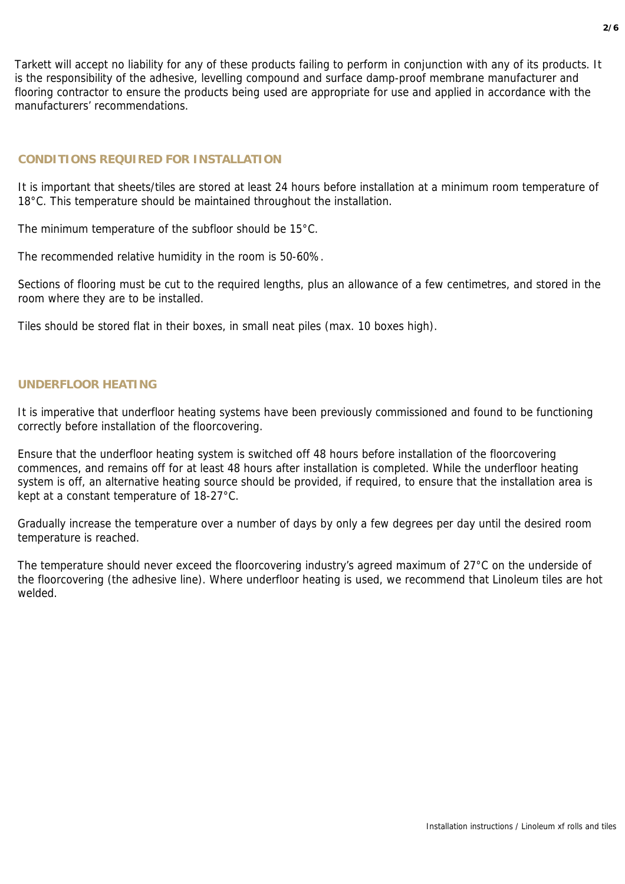Tarkett will accept no liability for any of these products failing to perform in conjunction with any of its products. It is the responsibility of the adhesive, levelling compound and surface damp-proof membrane manufacturer and flooring contractor to ensure the products being used are appropriate for use and applied in accordance with the manufacturers' recommendations.

## CONDITIONS REQUIRED FOR INSTALLATION

It is important that sheets/tiles are stored at least 24 hours before installation at a minimum room temperature of 18°C. This temperature should be maintained throughout the installation.

The minimum temperature of the subfloor should be 15°C.

The recommended relative humidity in the room is 50-60%.

Sections of flooring must be cut to the required lengths, plus an allowance of a few centimetres, and stored in the room where they are to be installed.

Tiles should be stored flat in their boxes, in small neat piles (max. 10 boxes high).

## UNDERFLOOR HEATING

It is imperative that underfloor heating systems have been previously commissioned and found to be functioning correctly before installation of the floorcovering.

Ensure that the underfloor heating system is switched off 48 hours before installation of the floorcovering commences, and remains off for at least 48 hours after installation is completed. While the underfloor heating system is off, an alternative heating source should be provided, if required, to ensure that the installation area is kept at a constant temperature of 18-27°C.

Gradually increase the temperature over a number of days by only a few degrees per day until the desired room temperature is reached.

The temperature should never exceed the floorcovering industry's agreed maximum of 27°C on the underside of the floorcovering (the adhesive line). Where underfloor heating is used, we recommend that Linoleum tiles are hot welded.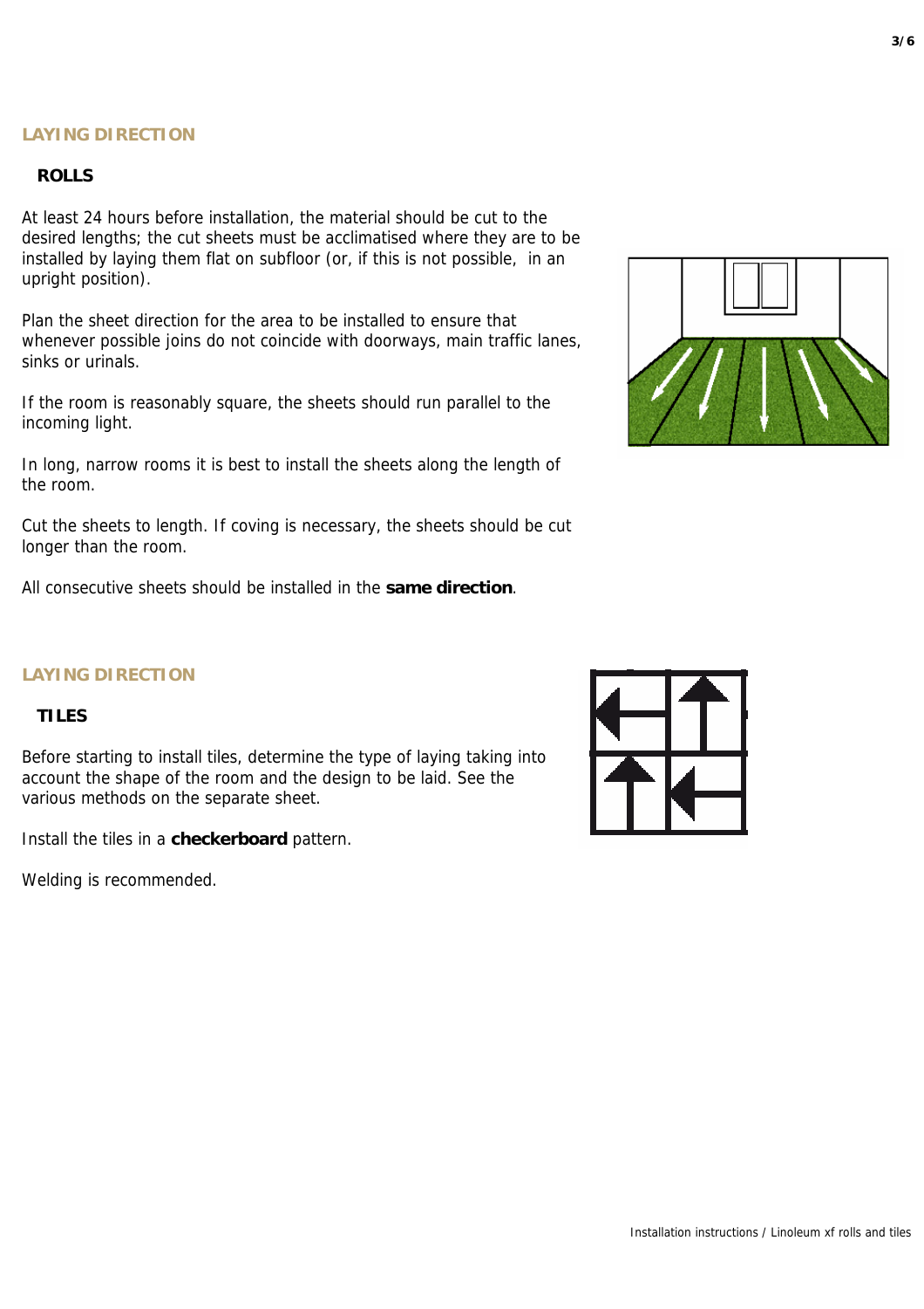## LAYING DIRECTION

### ROLLS

At least 24 hours before installation, the material should be cut to the desired lengths; the cut sheets must be acclimatised where they are to be installed by laying them flat on subfloor (or, if this is not possible, in an upright position).

Plan the sheet direction for the area to be installed to ensure that whenever possible joins do not coincide with doorways, main traffic lanes, sinks or urinals.

If the room is reasonably square, the sheets should run parallel to the incoming light.

In long, narrow rooms it is best to install the sheets along the length of the room.

Cut the sheets to length. If coving is necessary, the sheets should be cut longer than the room.

All consecutive sheets should be installed in the **same direction**.

## LAYING DIRECTION

### TILES

Before starting to install tiles, determine the type of laying taking into account the shape of the room and the design to be laid. See the various methods on the separate sheet.

Install the tiles in a **checkerboard** pattern.

Welding is recommended.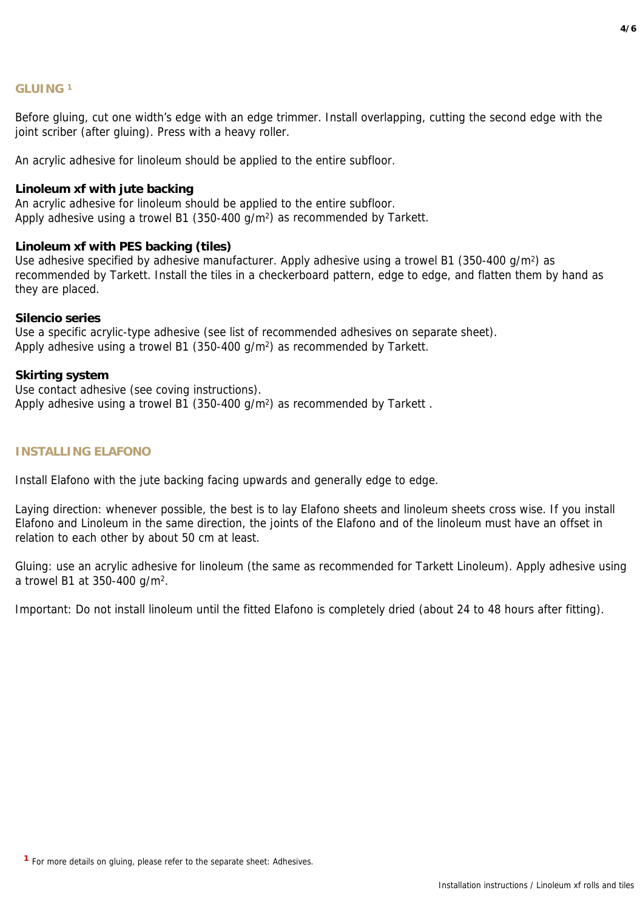## GLUING [1]

Before gluing, cut one width's edge with an edge trimmer. Install overlapping, cutting the second edge with the joint scriber (after gluing). Press with a heavy roller.

An acrylic adhesive for linoleum should be applied to the entire subfloor.

**Linoleum xf with jute backing**
An acrylic adhesive for linoleum should be applied to the entire subfloor.
Apply adhesive using a trowel B1 (350-400 g/m²) as recommended by Tarkett.

**Linoleum xf with PES backing (tiles)**
Use adhesive specified by adhesive manufacturer. Apply adhesive using a trowel B1 (350-400 g/m²) as recommended by Tarkett. Install the tiles in a checkerboard pattern, edge to edge, and flatten them by hand as they are placed.

**Silencio series**
Use a specific acrylic-type adhesive (see list of recommended adhesives on separate sheet).
Apply adhesive using a trowel B1 (350-400 g/m²) as recommended by Tarkett.

**Skirting system**
Use contact adhesive (see coving instructions).
Apply adhesive using a trowel B1 (350-400 g/m²) as recommended by Tarkett .

## INSTALLING ELAFONO

Install Elafono with the jute backing facing upwards and generally edge to edge.

Laying direction: whenever possible, the best is to lay Elafono sheets and linoleum sheets cross wise. If you install Elafono and Linoleum in the same direction, the joints of the Elafono and of the linoleum must have an offset in relation to each other by about 50 cm at least.

Gluing: use an acrylic adhesive for linoleum (the same as recommended for Tarkett Linoleum). Apply adhesive using a trowel B1 at 350-400 g/m².

Important: Do not install linoleum until the fitted Elafono is completely dried (about 24 to 48 hours after fitting).

[1] For more details on gluing, please refer to the separate sheet: Adhesives.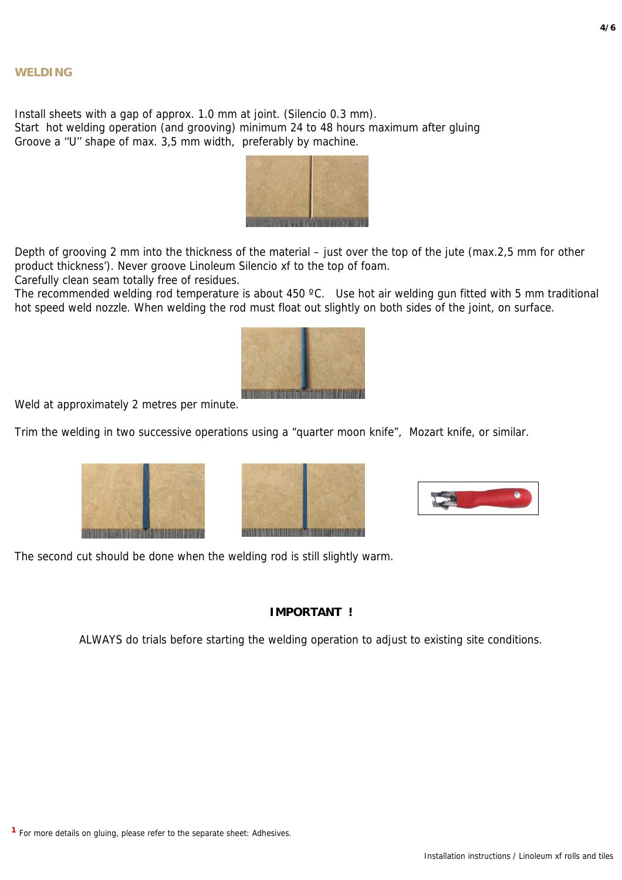## WELDING

Install sheets with a gap of approx. 1.0 mm at joint. (Silencio 0.3 mm).
Start hot welding operation (and grooving) minimum 24 to 48 hours maximum after gluing
Groove a ''U'' shape of max. 3,5 mm width, preferably by machine.

Depth of grooving 2 mm into the thickness of the material – just over the top of the jute (max.2,5 mm for other product thickness'). Never groove Linoleum Silencio xf to the top of foam.
Carefully clean seam totally free of residues.
The recommended welding rod temperature is about 450 ºC. Use hot air welding gun fitted with 5 mm traditional hot speed weld nozzle. When welding the rod must float out slightly on both sides of the joint, on surface.

Weld at approximately 2 metres per minute.

Trim the welding in two successive operations using a "quarter moon knife", Mozart knife, or similar.

The second cut should be done when the welding rod is still slightly warm.

**IMPORTANT !**

ALWAYS do trials before starting the welding operation to adjust to existing site conditions.

[1] For more details on gluing, please refer to the separate sheet: Adhesives.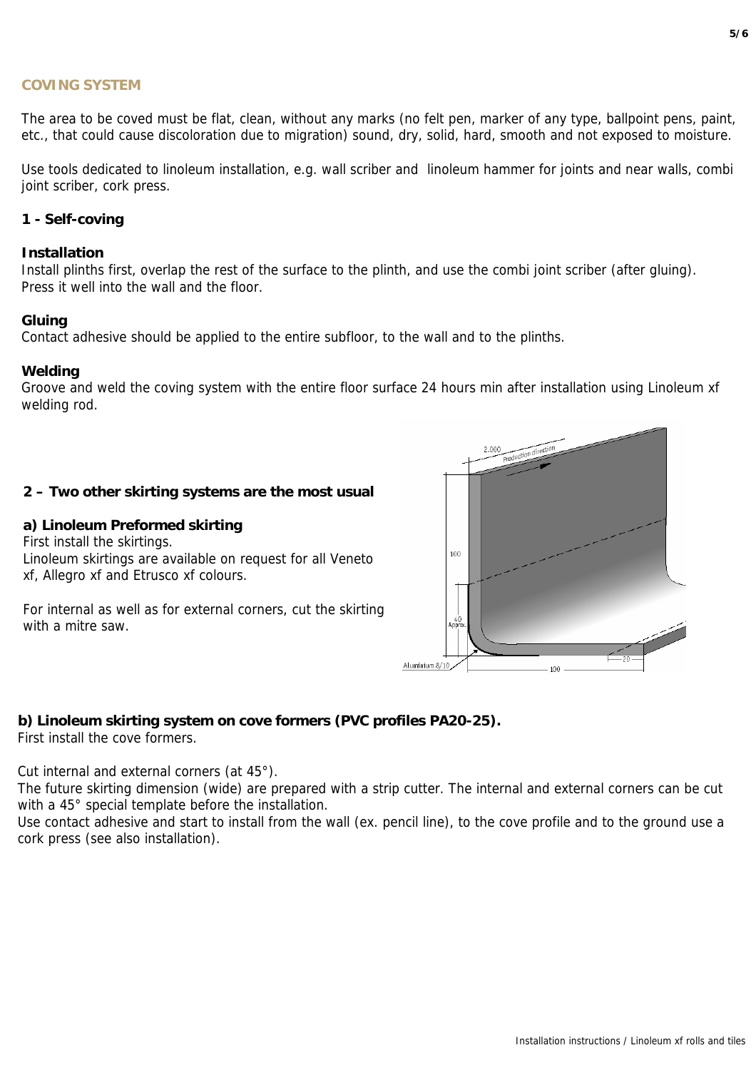## COVING SYSTEM

The area to be coved must be flat, clean, without any marks (no felt pen, marker of any type, ballpoint pens, paint, etc., that could cause discoloration due to migration) sound, dry, solid, hard, smooth and not exposed to moisture.

Use tools dedicated to linoleum installation, e.g. wall scriber and linoleum hammer for joints and near walls, combi joint scriber, cork press.

### 1 - Self-coving

**Installation**
Install plinths first, overlap the rest of the surface to the plinth, and use the combi joint scriber (after gluing). Press it well into the wall and the floor.

**Gluing**
Contact adhesive should be applied to the entire subfloor, to the wall and to the plinths.

**Welding**
Groove and weld the coving system with the entire floor surface 24 hours min after installation using Linoleum xf welding rod.

### 2 – Two other skirting systems are the most usual

**a) Linoleum Preformed skirting**
First install the skirtings.
Linoleum skirtings are available on request for all Veneto xf, Allegro xf and Etrusco xf colours.

For internal as well as for external corners, cut the skirting with a mitre saw.

**b) Linoleum skirting system on cove formers (PVC profiles PA20-25).**
First install the cove formers.

Cut internal and external corners (at 45°).
The future skirting dimension (wide) are prepared with a strip cutter. The internal and external corners can be cut with a 45° special template before the installation.
Use contact adhesive and start to install from the wall (ex. pencil line), to the cove profile and to the ground use a cork press (see also installation).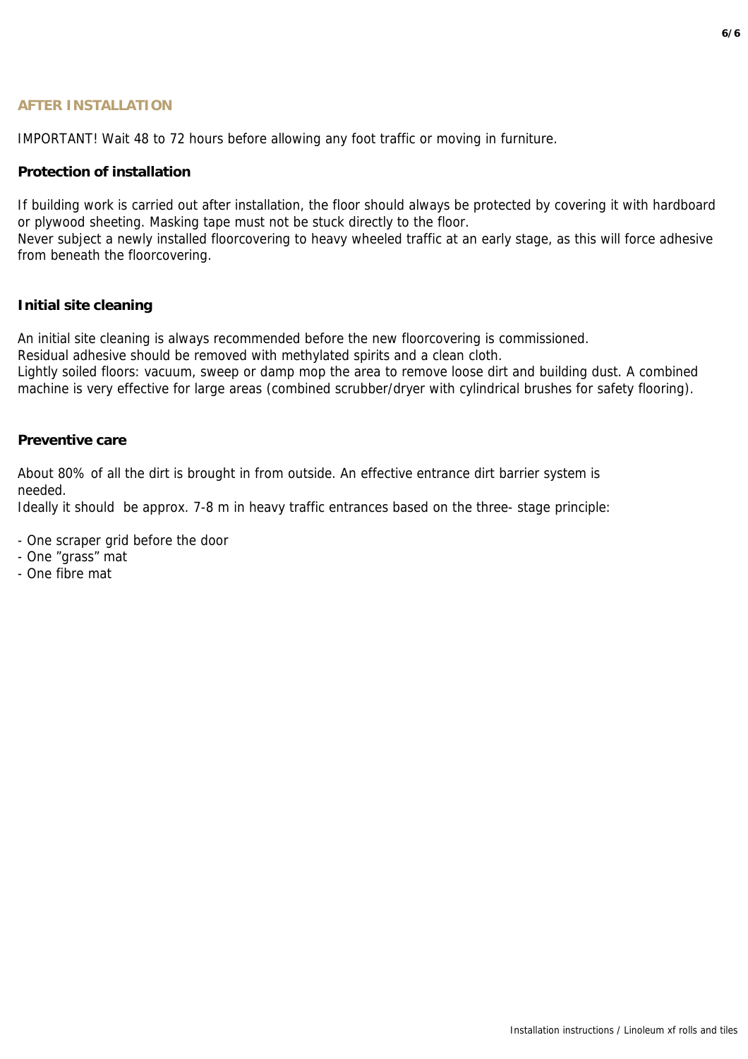## AFTER INSTALLATION

IMPORTANT! Wait 48 to 72 hours before allowing any foot traffic or moving in furniture.

### Protection of installation

If building work is carried out after installation, the floor should always be protected by covering it with hardboard or plywood sheeting. Masking tape must not be stuck directly to the floor.
Never subject a newly installed floorcovering to heavy wheeled traffic at an early stage, as this will force adhesive from beneath the floorcovering.

### Initial site cleaning

An initial site cleaning is always recommended before the new floorcovering is commissioned.
Residual adhesive should be removed with methylated spirits and a clean cloth.
Lightly soiled floors: vacuum, sweep or damp mop the area to remove loose dirt and building dust. A combined machine is very effective for large areas (combined scrubber/dryer with cylindrical brushes for safety flooring).

### Preventive care

About 80% of all the dirt is brought in from outside. An effective entrance dirt barrier system is needed.
Ideally it should be approx. 7-8 m in heavy traffic entrances based on the three- stage principle:

- One scraper grid before the door
- One ”grass” mat
- One fibre mat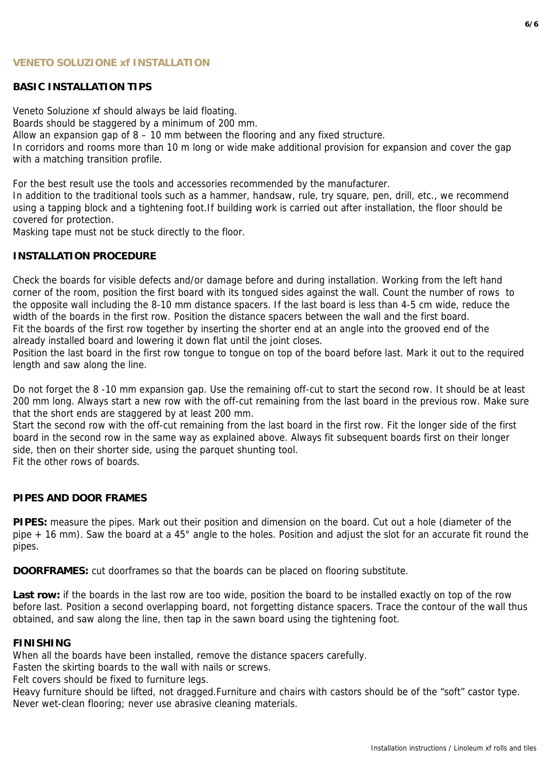## VENETO SOLUZIONE xf INSTALLATION

### BASIC INSTALLATION TIPS

Veneto Soluzione xf should always be laid floating.
Boards should be staggered by a minimum of 200 mm.
Allow an expansion gap of 8 – 10 mm between the flooring and any fixed structure.
In corridors and rooms more than 10 m long or wide make additional provision for expansion and cover the gap with a matching transition profile.

For the best result use the tools and accessories recommended by the manufacturer.
In addition to the traditional tools such as a hammer, handsaw, rule, try square, pen, drill, etc., we recommend using a tapping block and a tightening foot.If building work is carried out after installation, the floor should be covered for protection.
Masking tape must not be stuck directly to the floor.

### INSTALLATION PROCEDURE

Check the boards for visible defects and/or damage before and during installation. Working from the left hand corner of the room, position the first board with its tongued sides against the wall. Count the number of rows to the opposite wall including the 8-10 mm distance spacers. If the last board is less than 4-5 cm wide, reduce the width of the boards in the first row. Position the distance spacers between the wall and the first board.
Fit the boards of the first row together by inserting the shorter end at an angle into the grooved end of the already installed board and lowering it down flat until the joint closes.
Position the last board in the first row tongue to tongue on top of the board before last. Mark it out to the required length and saw along the line.

Do not forget the 8 -10 mm expansion gap. Use the remaining off-cut to start the second row. It should be at least 200 mm long. Always start a new row with the off-cut remaining from the last board in the previous row. Make sure that the short ends are staggered by at least 200 mm.
Start the second row with the off-cut remaining from the last board in the first row. Fit the longer side of the first board in the second row in the same way as explained above. Always fit subsequent boards first on their longer side, then on their shorter side, using the parquet shunting tool.
Fit the other rows of boards.

### PIPES AND DOOR FRAMES

**PIPES:** measure the pipes. Mark out their position and dimension on the board. Cut out a hole (diameter of the pipe + 16 mm). Saw the board at a 45° angle to the holes. Position and adjust the slot for an accurate fit round the pipes.

**DOORFRAMES:** cut doorframes so that the boards can be placed on flooring substitute.

**Last row:** if the boards in the last row are too wide, position the board to be installed exactly on top of the row before last. Position a second overlapping board, not forgetting distance spacers. Trace the contour of the wall thus obtained, and saw along the line, then tap in the sawn board using the tightening foot.

### FINISHING

When all the boards have been installed, remove the distance spacers carefully.
Fasten the skirting boards to the wall with nails or screws.
Felt covers should be fixed to furniture legs.
Heavy furniture should be lifted, not dragged.Furniture and chairs with castors should be of the “soft” castor type.
Never wet-clean flooring; never use abrasive cleaning materials.